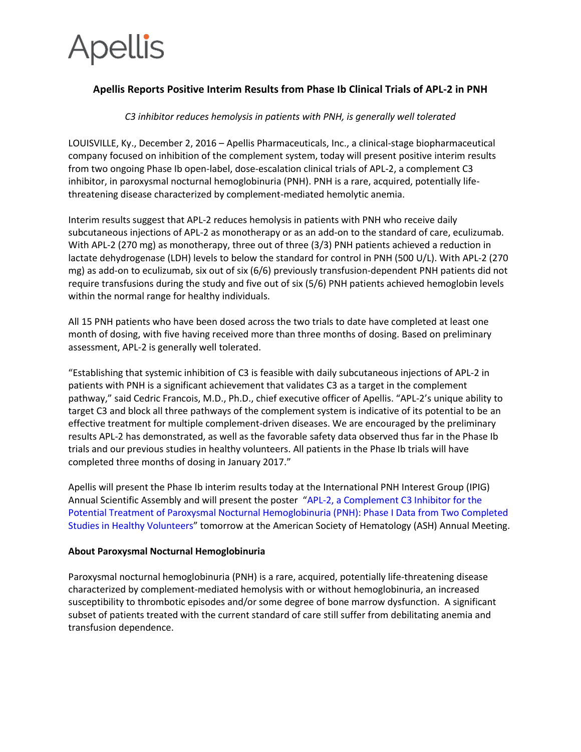Apellis

## Apellis Reports Positive Interim Results from Phase Ib Clinical Trials of APL-2 in PNH

*C3 inhibitor reduces hemolysis in patients with PNH, is generally well tolerated*

LOUISVILLE, Ky., December 2, 2016 – Apellis Pharmaceuticals, Inc., a clinical-stage biopharmaceutical company focused on inhibition of the complement system, today will present positive interim results from two ongoing Phase Ib open-label, dose-escalation clinical trials of APL-2, a complement C3 inhibitor, in paroxysmal nocturnal hemoglobinuria (PNH). PNH is a rare, acquired, potentially life-threatening disease characterized by complement-mediated hemolytic anemia.

Interim results suggest that APL-2 reduces hemolysis in patients with PNH who receive daily subcutaneous injections of APL-2 as monotherapy or as an add-on to the standard of care, eculizumab. With APL-2 (270 mg) as monotherapy, three out of three (3/3) PNH patients achieved a reduction in lactate dehydrogenase (LDH) levels to below the standard for control in PNH (500 U/L). With APL-2 (270 mg) as add-on to eculizumab, six out of six (6/6) previously transfusion-dependent PNH patients did not require transfusions during the study and five out of six (5/6) PNH patients achieved hemoglobin levels within the normal range for healthy individuals.

All 15 PNH patients who have been dosed across the two trials to date have completed at least one month of dosing, with five having received more than three months of dosing. Based on preliminary assessment, APL-2 is generally well tolerated.

"Establishing that systemic inhibition of C3 is feasible with daily subcutaneous injections of APL-2 in patients with PNH is a significant achievement that validates C3 as a target in the complement pathway," said Cedric Francois, M.D., Ph.D., chief executive officer of Apellis. "APL-2's unique ability to target C3 and block all three pathways of the complement system is indicative of its potential to be an effective treatment for multiple complement-driven diseases. We are encouraged by the preliminary results APL-2 has demonstrated, as well as the favorable safety data observed thus far in the Phase Ib trials and our previous studies in healthy volunteers. All patients in the Phase Ib trials will have completed three months of dosing in January 2017."

Apellis will present the Phase Ib interim results today at the International PNH Interest Group (IPIG) Annual Scientific Assembly and will present the poster "APL-2, a Complement C3 Inhibitor for the Potential Treatment of Paroxysmal Nocturnal Hemoglobinuria (PNH): Phase I Data from Two Completed Studies in Healthy Volunteers" tomorrow at the American Society of Hematology (ASH) Annual Meeting.

### About Paroxysmal Nocturnal Hemoglobinuria

Paroxysmal nocturnal hemoglobinuria (PNH) is a rare, acquired, potentially life-threatening disease characterized by complement-mediated hemolysis with or without hemoglobinuria, an increased susceptibility to thrombotic episodes and/or some degree of bone marrow dysfunction. A significant subset of patients treated with the current standard of care still suffer from debilitating anemia and transfusion dependence.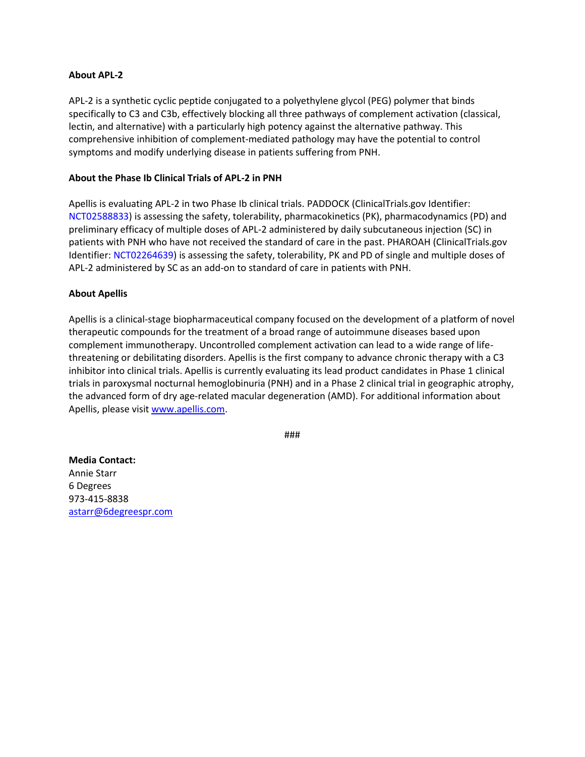**About APL-2**

APL-2 is a synthetic cyclic peptide conjugated to a polyethylene glycol (PEG) polymer that binds specifically to C3 and C3b, effectively blocking all three pathways of complement activation (classical, lectin, and alternative) with a particularly high potency against the alternative pathway. This comprehensive inhibition of complement-mediated pathology may have the potential to control symptoms and modify underlying disease in patients suffering from PNH.

**About the Phase Ib Clinical Trials of APL-2 in PNH**

Apellis is evaluating APL-2 in two Phase Ib clinical trials. PADDOCK (ClinicalTrials.gov Identifier: NCT02588833) is assessing the safety, tolerability, pharmacokinetics (PK), pharmacodynamics (PD) and preliminary efficacy of multiple doses of APL-2 administered by daily subcutaneous injection (SC) in patients with PNH who have not received the standard of care in the past. PHAROAH (ClinicalTrials.gov Identifier: NCT02264639) is assessing the safety, tolerability, PK and PD of single and multiple doses of APL-2 administered by SC as an add-on to standard of care in patients with PNH.

**About Apellis**

Apellis is a clinical-stage biopharmaceutical company focused on the development of a platform of novel therapeutic compounds for the treatment of a broad range of autoimmune diseases based upon complement immunotherapy. Uncontrolled complement activation can lead to a wide range of life-threatening or debilitating disorders. Apellis is the first company to advance chronic therapy with a C3 inhibitor into clinical trials. Apellis is currently evaluating its lead product candidates in Phase 1 clinical trials in paroxysmal nocturnal hemoglobinuria (PNH) and in a Phase 2 clinical trial in geographic atrophy, the advanced form of dry age-related macular degeneration (AMD). For additional information about Apellis, please visit www.apellis.com.

###

**Media Contact:**
Annie Starr
6 Degrees
973-415-8838
astarr@6degreespr.com